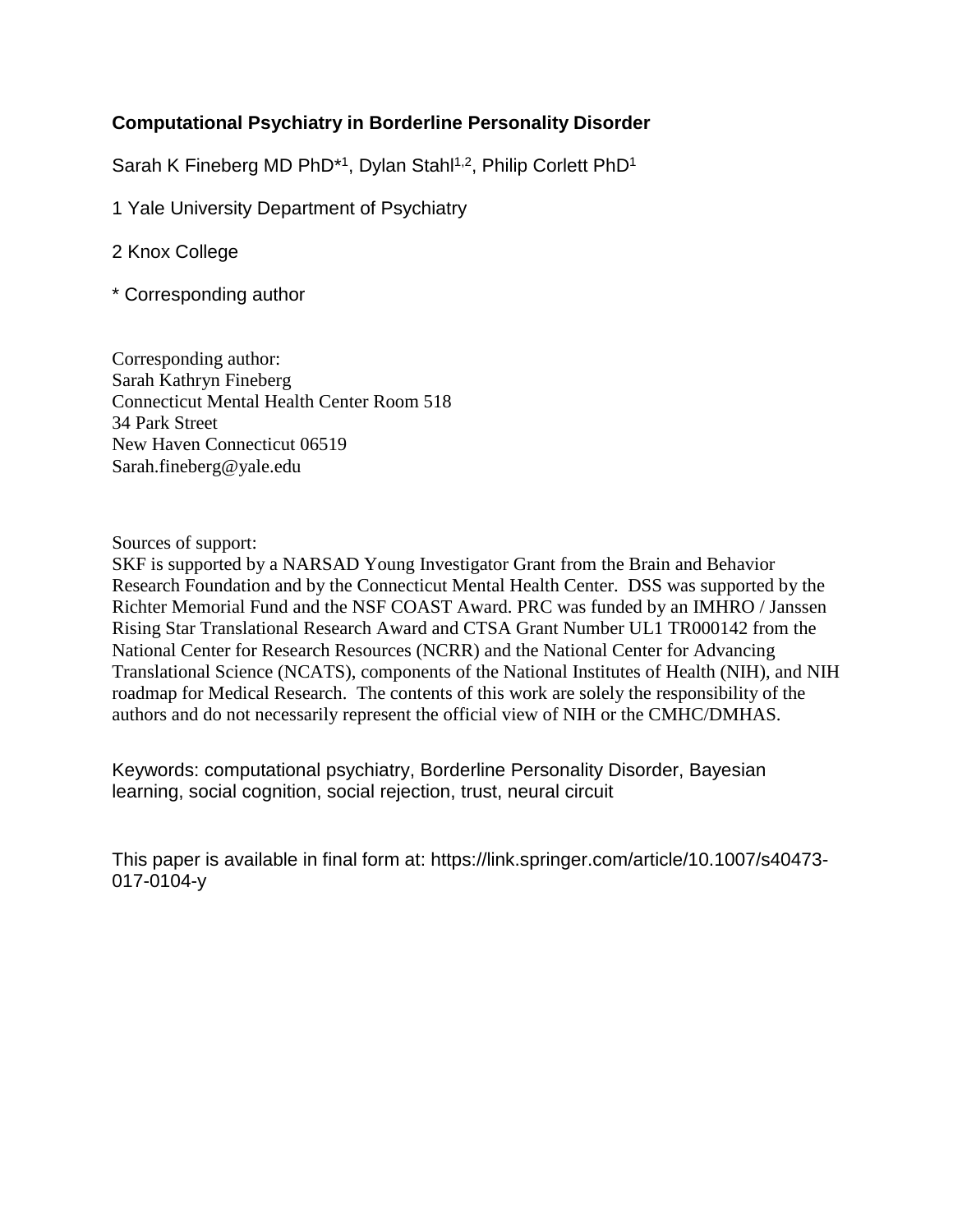# Computational Psychiatry in Borderline Personality Disorder

Sarah K Fineberg MD PhD*[1], Dylan Stahl[1,2], Philip Corlett PhD[1]

1 Yale University Department of Psychiatry

2 Knox College

* Corresponding author

Corresponding author:
Sarah Kathryn Fineberg
Connecticut Mental Health Center Room 518
34 Park Street
New Haven Connecticut 06519
Sarah.fineberg@yale.edu

Sources of support:
SKF is supported by a NARSAD Young Investigator Grant from the Brain and Behavior Research Foundation and by the Connecticut Mental Health Center. DSS was supported by the Richter Memorial Fund and the NSF COAST Award. PRC was funded by an IMHRO / Janssen Rising Star Translational Research Award and CTSA Grant Number UL1 TR000142 from the National Center for Research Resources (NCRR) and the National Center for Advancing Translational Science (NCATS), components of the National Institutes of Health (NIH), and NIH roadmap for Medical Research. The contents of this work are solely the responsibility of the authors and do not necessarily represent the official view of NIH or the CMHC/DMHAS.

Keywords: computational psychiatry, Borderline Personality Disorder, Bayesian learning, social cognition, social rejection, trust, neural circuit

This paper is available in final form at: https://link.springer.com/article/10.1007/s40473-017-0104-y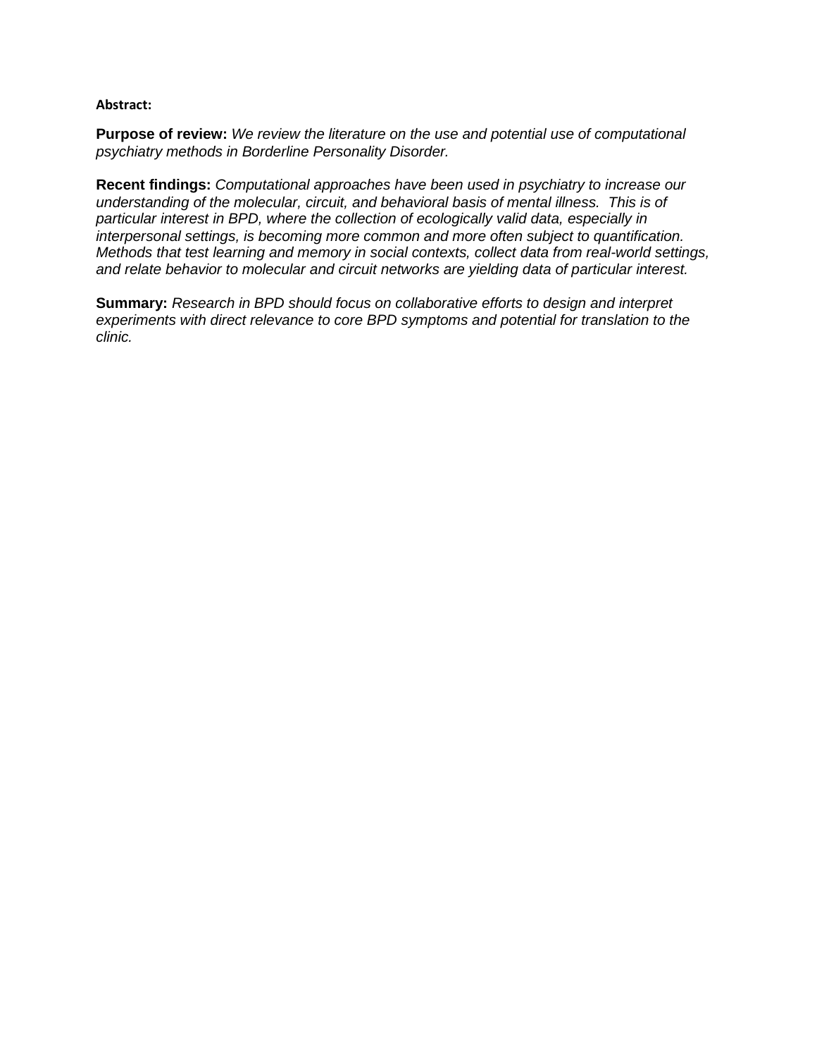**Abstract:**

**Purpose of review:** *We review the literature on the use and potential use of computational psychiatry methods in Borderline Personality Disorder.*

**Recent findings:** *Computational approaches have been used in psychiatry to increase our understanding of the molecular, circuit, and behavioral basis of mental illness. This is of particular interest in BPD, where the collection of ecologically valid data, especially in interpersonal settings, is becoming more common and more often subject to quantification. Methods that test learning and memory in social contexts, collect data from real-world settings, and relate behavior to molecular and circuit networks are yielding data of particular interest.*

**Summary:** *Research in BPD should focus on collaborative efforts to design and interpret experiments with direct relevance to core BPD symptoms and potential for translation to the clinic.*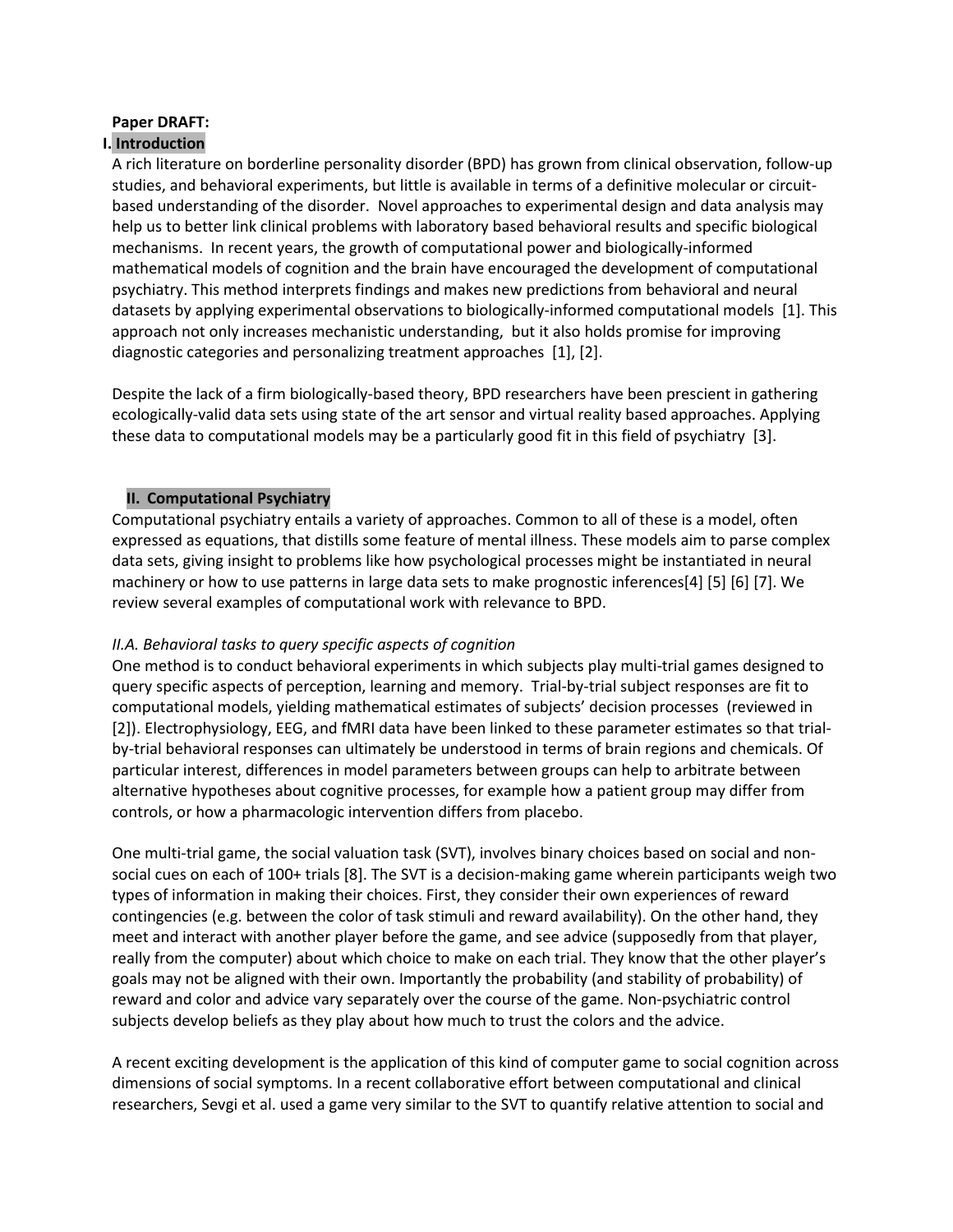**Paper DRAFT:**

# I. Introduction

A rich literature on borderline personality disorder (BPD) has grown from clinical observation, follow-up studies, and behavioral experiments, but little is available in terms of a definitive molecular or circuit-based understanding of the disorder. Novel approaches to experimental design and data analysis may help us to better link clinical problems with laboratory based behavioral results and specific biological mechanisms. In recent years, the growth of computational power and biologically-informed mathematical models of cognition and the brain have encouraged the development of computational psychiatry. This method interprets findings and makes new predictions from behavioral and neural datasets by applying experimental observations to biologically-informed computational models [1]. This approach not only increases mechanistic understanding, but it also holds promise for improving diagnostic categories and personalizing treatment approaches [1], [2].

Despite the lack of a firm biologically-based theory, BPD researchers have been prescient in gathering ecologically-valid data sets using state of the art sensor and virtual reality based approaches. Applying these data to computational models may be a particularly good fit in this field of psychiatry [3].

# II. Computational Psychiatry

Computational psychiatry entails a variety of approaches. Common to all of these is a model, often expressed as equations, that distills some feature of mental illness. These models aim to parse complex data sets, giving insight to problems like how psychological processes might be instantiated in neural machinery or how to use patterns in large data sets to make prognostic inferences[4] [5] [6] [7]. We review several examples of computational work with relevance to BPD.

## *II.A. Behavioral tasks to query specific aspects of cognition*

One method is to conduct behavioral experiments in which subjects play multi-trial games designed to query specific aspects of perception, learning and memory. Trial-by-trial subject responses are fit to computational models, yielding mathematical estimates of subjects' decision processes (reviewed in [2]). Electrophysiology, EEG, and fMRI data have been linked to these parameter estimates so that trial-by-trial behavioral responses can ultimately be understood in terms of brain regions and chemicals. Of particular interest, differences in model parameters between groups can help to arbitrate between alternative hypotheses about cognitive processes, for example how a patient group may differ from controls, or how a pharmacologic intervention differs from placebo.

One multi-trial game, the social valuation task (SVT), involves binary choices based on social and non-social cues on each of 100+ trials [8]. The SVT is a decision-making game wherein participants weigh two types of information in making their choices. First, they consider their own experiences of reward contingencies (e.g. between the color of task stimuli and reward availability). On the other hand, they meet and interact with another player before the game, and see advice (supposedly from that player, really from the computer) about which choice to make on each trial. They know that the other player's goals may not be aligned with their own. Importantly the probability (and stability of probability) of reward and color and advice vary separately over the course of the game. Non-psychiatric control subjects develop beliefs as they play about how much to trust the colors and the advice.

A recent exciting development is the application of this kind of computer game to social cognition across dimensions of social symptoms. In a recent collaborative effort between computational and clinical researchers, Sevgi et al. used a game very similar to the SVT to quantify relative attention to social and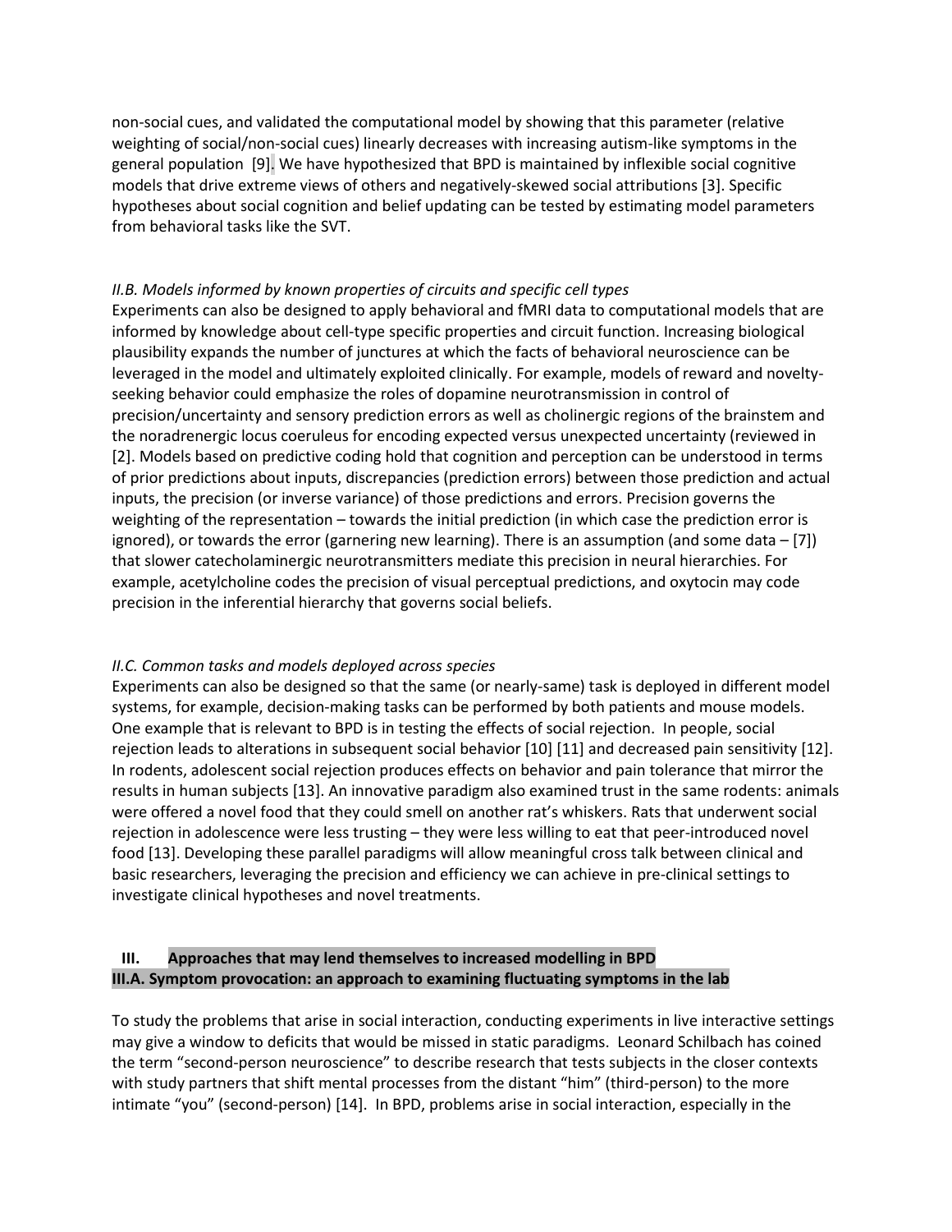non-social cues, and validated the computational model by showing that this parameter (relative weighting of social/non-social cues) linearly decreases with increasing autism-like symptoms in the general population [9]. We have hypothesized that BPD is maintained by inflexible social cognitive models that drive extreme views of others and negatively-skewed social attributions [3]. Specific hypotheses about social cognition and belief updating can be tested by estimating model parameters from behavioral tasks like the SVT.

### *II.B. Models informed by known properties of circuits and specific cell types*

Experiments can also be designed to apply behavioral and fMRI data to computational models that are informed by knowledge about cell-type specific properties and circuit function. Increasing biological plausibility expands the number of junctures at which the facts of behavioral neuroscience can be leveraged in the model and ultimately exploited clinically. For example, models of reward and novelty-seeking behavior could emphasize the roles of dopamine neurotransmission in control of precision/uncertainty and sensory prediction errors as well as cholinergic regions of the brainstem and the noradrenergic locus coeruleus for encoding expected versus unexpected uncertainty (reviewed in [2]. Models based on predictive coding hold that cognition and perception can be understood in terms of prior predictions about inputs, discrepancies (prediction errors) between those prediction and actual inputs, the precision (or inverse variance) of those predictions and errors. Precision governs the weighting of the representation – towards the initial prediction (in which case the prediction error is ignored), or towards the error (garnering new learning). There is an assumption (and some data – [7]) that slower catecholaminergic neurotransmitters mediate this precision in neural hierarchies. For example, acetylcholine codes the precision of visual perceptual predictions, and oxytocin may code precision in the inferential hierarchy that governs social beliefs.

### *II.C. Common tasks and models deployed across species*

Experiments can also be designed so that the same (or nearly-same) task is deployed in different model systems, for example, decision-making tasks can be performed by both patients and mouse models. One example that is relevant to BPD is in testing the effects of social rejection. In people, social rejection leads to alterations in subsequent social behavior [10] [11] and decreased pain sensitivity [12]. In rodents, adolescent social rejection produces effects on behavior and pain tolerance that mirror the results in human subjects [13]. An innovative paradigm also examined trust in the same rodents: animals were offered a novel food that they could smell on another rat's whiskers. Rats that underwent social rejection in adolescence were less trusting – they were less willing to eat that peer-introduced novel food [13]. Developing these parallel paradigms will allow meaningful cross talk between clinical and basic researchers, leveraging the precision and efficiency we can achieve in pre-clinical settings to investigate clinical hypotheses and novel treatments.

## III. Approaches that may lend themselves to increased modelling in BPD

### III.A. Symptom provocation: an approach to examining fluctuating symptoms in the lab

To study the problems that arise in social interaction, conducting experiments in live interactive settings may give a window to deficits that would be missed in static paradigms. Leonard Schilbach has coined the term "second-person neuroscience" to describe research that tests subjects in the closer contexts with study partners that shift mental processes from the distant "him" (third-person) to the more intimate "you" (second-person) [14]. In BPD, problems arise in social interaction, especially in the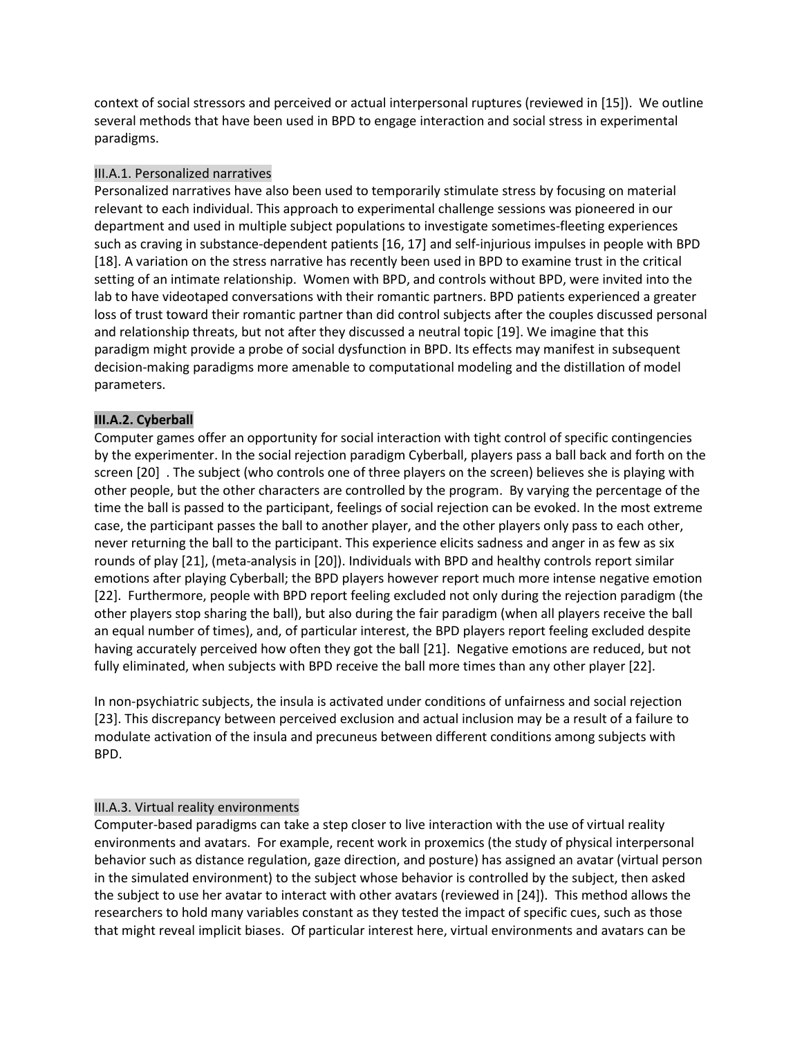context of social stressors and perceived or actual interpersonal ruptures (reviewed in [15]). We outline several methods that have been used in BPD to engage interaction and social stress in experimental paradigms.

### III.A.1. Personalized narratives

Personalized narratives have also been used to temporarily stimulate stress by focusing on material relevant to each individual. This approach to experimental challenge sessions was pioneered in our department and used in multiple subject populations to investigate sometimes-fleeting experiences such as craving in substance-dependent patients [16, 17] and self-injurious impulses in people with BPD [18]. A variation on the stress narrative has recently been used in BPD to examine trust in the critical setting of an intimate relationship. Women with BPD, and controls without BPD, were invited into the lab to have videotaped conversations with their romantic partners. BPD patients experienced a greater loss of trust toward their romantic partner than did control subjects after the couples discussed personal and relationship threats, but not after they discussed a neutral topic [19]. We imagine that this paradigm might provide a probe of social dysfunction in BPD. Its effects may manifest in subsequent decision-making paradigms more amenable to computational modeling and the distillation of model parameters.

### **III.A.2. Cyberball**

Computer games offer an opportunity for social interaction with tight control of specific contingencies by the experimenter. In the social rejection paradigm Cyberball, players pass a ball back and forth on the screen [20] . The subject (who controls one of three players on the screen) believes she is playing with other people, but the other characters are controlled by the program. By varying the percentage of the time the ball is passed to the participant, feelings of social rejection can be evoked. In the most extreme case, the participant passes the ball to another player, and the other players only pass to each other, never returning the ball to the participant. This experience elicits sadness and anger in as few as six rounds of play [21], (meta-analysis in [20]). Individuals with BPD and healthy controls report similar emotions after playing Cyberball; the BPD players however report much more intense negative emotion [22]. Furthermore, people with BPD report feeling excluded not only during the rejection paradigm (the other players stop sharing the ball), but also during the fair paradigm (when all players receive the ball an equal number of times), and, of particular interest, the BPD players report feeling excluded despite having accurately perceived how often they got the ball [21]. Negative emotions are reduced, but not fully eliminated, when subjects with BPD receive the ball more times than any other player [22].

In non-psychiatric subjects, the insula is activated under conditions of unfairness and social rejection [23]. This discrepancy between perceived exclusion and actual inclusion may be a result of a failure to modulate activation of the insula and precuneus between different conditions among subjects with BPD.

### III.A.3. Virtual reality environments

Computer-based paradigms can take a step closer to live interaction with the use of virtual reality environments and avatars. For example, recent work in proxemics (the study of physical interpersonal behavior such as distance regulation, gaze direction, and posture) has assigned an avatar (virtual person in the simulated environment) to the subject whose behavior is controlled by the subject, then asked the subject to use her avatar to interact with other avatars (reviewed in [24]). This method allows the researchers to hold many variables constant as they tested the impact of specific cues, such as those that might reveal implicit biases. Of particular interest here, virtual environments and avatars can be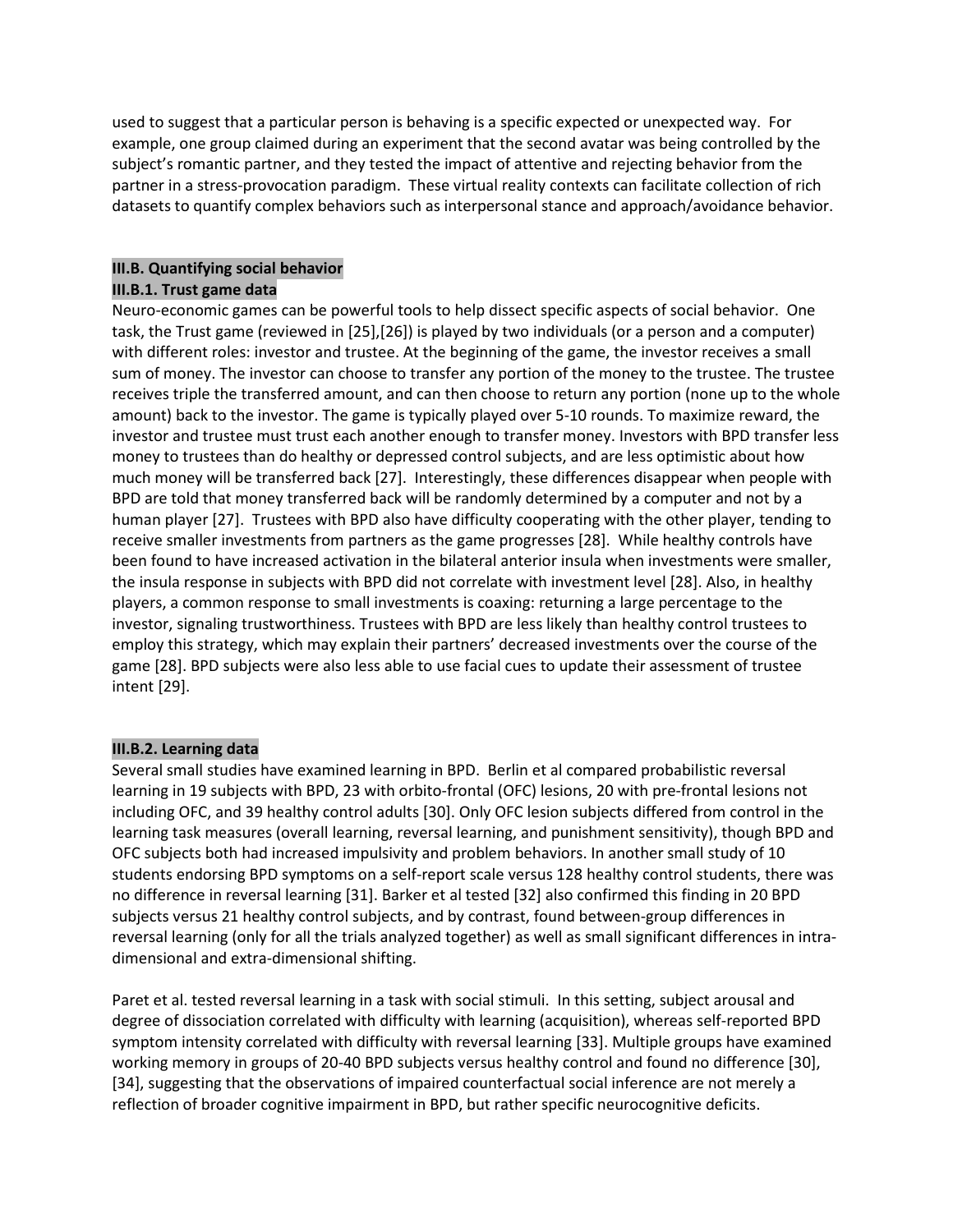used to suggest that a particular person is behaving is a specific expected or unexpected way. For example, one group claimed during an experiment that the second avatar was being controlled by the subject's romantic partner, and they tested the impact of attentive and rejecting behavior from the partner in a stress-provocation paradigm. These virtual reality contexts can facilitate collection of rich datasets to quantify complex behaviors such as interpersonal stance and approach/avoidance behavior.

### III.B. Quantifying social behavior

#### III.B.1. Trust game data

Neuro-economic games can be powerful tools to help dissect specific aspects of social behavior. One task, the Trust game (reviewed in [25],[26]) is played by two individuals (or a person and a computer) with different roles: investor and trustee. At the beginning of the game, the investor receives a small sum of money. The investor can choose to transfer any portion of the money to the trustee. The trustee receives triple the transferred amount, and can then choose to return any portion (none up to the whole amount) back to the investor. The game is typically played over 5-10 rounds. To maximize reward, the investor and trustee must trust each another enough to transfer money. Investors with BPD transfer less money to trustees than do healthy or depressed control subjects, and are less optimistic about how much money will be transferred back [27]. Interestingly, these differences disappear when people with BPD are told that money transferred back will be randomly determined by a computer and not by a human player [27]. Trustees with BPD also have difficulty cooperating with the other player, tending to receive smaller investments from partners as the game progresses [28]. While healthy controls have been found to have increased activation in the bilateral anterior insula when investments were smaller, the insula response in subjects with BPD did not correlate with investment level [28]. Also, in healthy players, a common response to small investments is coaxing: returning a large percentage to the investor, signaling trustworthiness. Trustees with BPD are less likely than healthy control trustees to employ this strategy, which may explain their partners' decreased investments over the course of the game [28]. BPD subjects were also less able to use facial cues to update their assessment of trustee intent [29].

#### III.B.2. Learning data

Several small studies have examined learning in BPD. Berlin et al compared probabilistic reversal learning in 19 subjects with BPD, 23 with orbito-frontal (OFC) lesions, 20 with pre-frontal lesions not including OFC, and 39 healthy control adults [30]. Only OFC lesion subjects differed from control in the learning task measures (overall learning, reversal learning, and punishment sensitivity), though BPD and OFC subjects both had increased impulsivity and problem behaviors. In another small study of 10 students endorsing BPD symptoms on a self-report scale versus 128 healthy control students, there was no difference in reversal learning [31]. Barker et al tested [32] also confirmed this finding in 20 BPD subjects versus 21 healthy control subjects, and by contrast, found between-group differences in reversal learning (only for all the trials analyzed together) as well as small significant differences in intra-dimensional and extra-dimensional shifting.

Paret et al. tested reversal learning in a task with social stimuli. In this setting, subject arousal and degree of dissociation correlated with difficulty with learning (acquisition), whereas self-reported BPD symptom intensity correlated with difficulty with reversal learning [33]. Multiple groups have examined working memory in groups of 20-40 BPD subjects versus healthy control and found no difference [30], [34], suggesting that the observations of impaired counterfactual social inference are not merely a reflection of broader cognitive impairment in BPD, but rather specific neurocognitive deficits.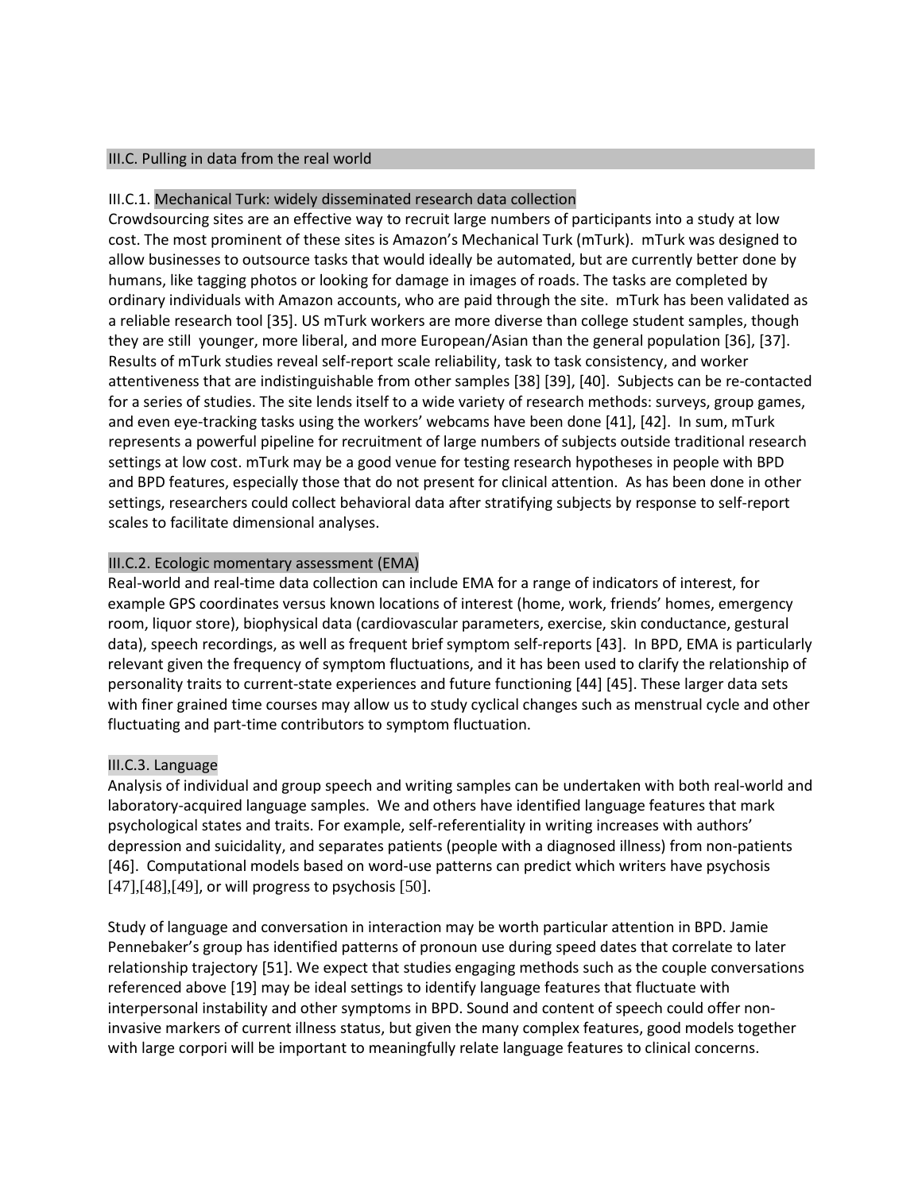## III.C. Pulling in data from the real world

### III.C.1. Mechanical Turk: widely disseminated research data collection

Crowdsourcing sites are an effective way to recruit large numbers of participants into a study at low cost. The most prominent of these sites is Amazon's Mechanical Turk (mTurk). mTurk was designed to allow businesses to outsource tasks that would ideally be automated, but are currently better done by humans, like tagging photos or looking for damage in images of roads. The tasks are completed by ordinary individuals with Amazon accounts, who are paid through the site. mTurk has been validated as a reliable research tool [35]. US mTurk workers are more diverse than college student samples, though they are still younger, more liberal, and more European/Asian than the general population [36], [37]. Results of mTurk studies reveal self-report scale reliability, task to task consistency, and worker attentiveness that are indistinguishable from other samples [38] [39], [40]. Subjects can be re-contacted for a series of studies. The site lends itself to a wide variety of research methods: surveys, group games, and even eye-tracking tasks using the workers' webcams have been done [41], [42]. In sum, mTurk represents a powerful pipeline for recruitment of large numbers of subjects outside traditional research settings at low cost. mTurk may be a good venue for testing research hypotheses in people with BPD and BPD features, especially those that do not present for clinical attention. As has been done in other settings, researchers could collect behavioral data after stratifying subjects by response to self-report scales to facilitate dimensional analyses.

### III.C.2. Ecologic momentary assessment (EMA)

Real-world and real-time data collection can include EMA for a range of indicators of interest, for example GPS coordinates versus known locations of interest (home, work, friends' homes, emergency room, liquor store), biophysical data (cardiovascular parameters, exercise, skin conductance, gestural data), speech recordings, as well as frequent brief symptom self-reports [43]. In BPD, EMA is particularly relevant given the frequency of symptom fluctuations, and it has been used to clarify the relationship of personality traits to current-state experiences and future functioning [44] [45]. These larger data sets with finer grained time courses may allow us to study cyclical changes such as menstrual cycle and other fluctuating and part-time contributors to symptom fluctuation.

### III.C.3. Language

Analysis of individual and group speech and writing samples can be undertaken with both real-world and laboratory-acquired language samples. We and others have identified language features that mark psychological states and traits. For example, self-referentiality in writing increases with authors' depression and suicidality, and separates patients (people with a diagnosed illness) from non-patients [46]. Computational models based on word-use patterns can predict which writers have psychosis [47],[48],[49], or will progress to psychosis [50].

Study of language and conversation in interaction may be worth particular attention in BPD. Jamie Pennebaker's group has identified patterns of pronoun use during speed dates that correlate to later relationship trajectory [51]. We expect that studies engaging methods such as the couple conversations referenced above [19] may be ideal settings to identify language features that fluctuate with interpersonal instability and other symptoms in BPD. Sound and content of speech could offer non-invasive markers of current illness status, but given the many complex features, good models together with large corpori will be important to meaningfully relate language features to clinical concerns.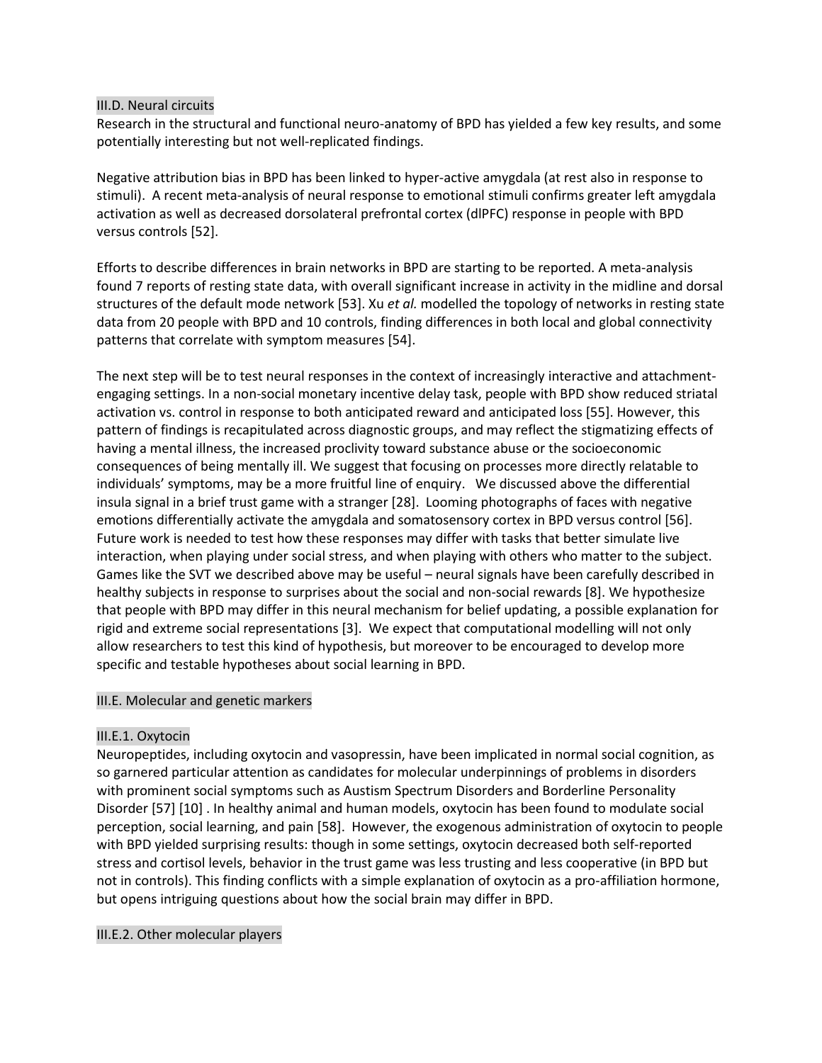### III.D. Neural circuits

Research in the structural and functional neuro-anatomy of BPD has yielded a few key results, and some potentially interesting but not well-replicated findings.

Negative attribution bias in BPD has been linked to hyper-active amygdala (at rest also in response to stimuli). A recent meta-analysis of neural response to emotional stimuli confirms greater left amygdala activation as well as decreased dorsolateral prefrontal cortex (dlPFC) response in people with BPD versus controls [52].

Efforts to describe differences in brain networks in BPD are starting to be reported. A meta-analysis found 7 reports of resting state data, with overall significant increase in activity in the midline and dorsal structures of the default mode network [53]. Xu *et al.* modelled the topology of networks in resting state data from 20 people with BPD and 10 controls, finding differences in both local and global connectivity patterns that correlate with symptom measures [54].

The next step will be to test neural responses in the context of increasingly interactive and attachment-engaging settings. In a non-social monetary incentive delay task, people with BPD show reduced striatal activation vs. control in response to both anticipated reward and anticipated loss [55]. However, this pattern of findings is recapitulated across diagnostic groups, and may reflect the stigmatizing effects of having a mental illness, the increased proclivity toward substance abuse or the socioeconomic consequences of being mentally ill. We suggest that focusing on processes more directly relatable to individuals' symptoms, may be a more fruitful line of enquiry. We discussed above the differential insula signal in a brief trust game with a stranger [28]. Looming photographs of faces with negative emotions differentially activate the amygdala and somatosensory cortex in BPD versus control [56]. Future work is needed to test how these responses may differ with tasks that better simulate live interaction, when playing under social stress, and when playing with others who matter to the subject. Games like the SVT we described above may be useful – neural signals have been carefully described in healthy subjects in response to surprises about the social and non-social rewards [8]. We hypothesize that people with BPD may differ in this neural mechanism for belief updating, a possible explanation for rigid and extreme social representations [3]. We expect that computational modelling will not only allow researchers to test this kind of hypothesis, but moreover to be encouraged to develop more specific and testable hypotheses about social learning in BPD.

### III.E. Molecular and genetic markers

#### III.E.1. Oxytocin

Neuropeptides, including oxytocin and vasopressin, have been implicated in normal social cognition, as so garnered particular attention as candidates for molecular underpinnings of problems in disorders with prominent social symptoms such as Austism Spectrum Disorders and Borderline Personality Disorder [57] [10] . In healthy animal and human models, oxytocin has been found to modulate social perception, social learning, and pain [58]. However, the exogenous administration of oxytocin to people with BPD yielded surprising results: though in some settings, oxytocin decreased both self-reported stress and cortisol levels, behavior in the trust game was less trusting and less cooperative (in BPD but not in controls). This finding conflicts with a simple explanation of oxytocin as a pro-affiliation hormone, but opens intriguing questions about how the social brain may differ in BPD.

#### III.E.2. Other molecular players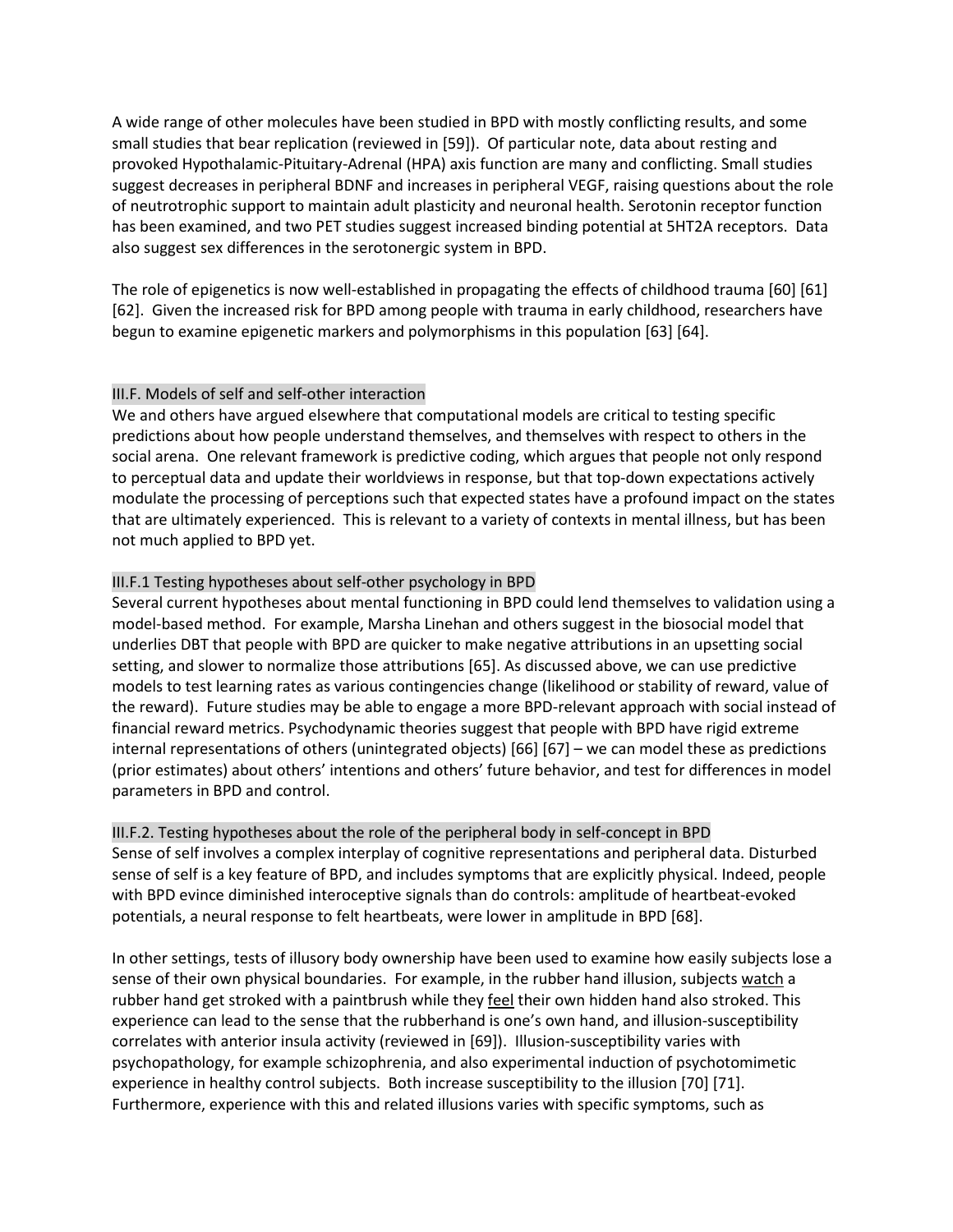A wide range of other molecules have been studied in BPD with mostly conflicting results, and some small studies that bear replication (reviewed in [59]). Of particular note, data about resting and provoked Hypothalamic-Pituitary-Adrenal (HPA) axis function are many and conflicting. Small studies suggest decreases in peripheral BDNF and increases in peripheral VEGF, raising questions about the role of neutrotrophic support to maintain adult plasticity and neuronal health. Serotonin receptor function has been examined, and two PET studies suggest increased binding potential at 5HT2A receptors. Data also suggest sex differences in the serotonergic system in BPD.

The role of epigenetics is now well-established in propagating the effects of childhood trauma [60] [61] [62]. Given the increased risk for BPD among people with trauma in early childhood, researchers have begun to examine epigenetic markers and polymorphisms in this population [63] [64].

### III.F. Models of self and self-other interaction

We and others have argued elsewhere that computational models are critical to testing specific predictions about how people understand themselves, and themselves with respect to others in the social arena. One relevant framework is predictive coding, which argues that people not only respond to perceptual data and update their worldviews in response, but that top-down expectations actively modulate the processing of perceptions such that expected states have a profound impact on the states that are ultimately experienced. This is relevant to a variety of contexts in mental illness, but has been not much applied to BPD yet.

#### III.F.1 Testing hypotheses about self-other psychology in BPD

Several current hypotheses about mental functioning in BPD could lend themselves to validation using a model-based method. For example, Marsha Linehan and others suggest in the biosocial model that underlies DBT that people with BPD are quicker to make negative attributions in an upsetting social setting, and slower to normalize those attributions [65]. As discussed above, we can use predictive models to test learning rates as various contingencies change (likelihood or stability of reward, value of the reward). Future studies may be able to engage a more BPD-relevant approach with social instead of financial reward metrics. Psychodynamic theories suggest that people with BPD have rigid extreme internal representations of others (unintegrated objects) [66] [67] – we can model these as predictions (prior estimates) about others' intentions and others' future behavior, and test for differences in model parameters in BPD and control.

#### III.F.2. Testing hypotheses about the role of the peripheral body in self-concept in BPD

Sense of self involves a complex interplay of cognitive representations and peripheral data. Disturbed sense of self is a key feature of BPD, and includes symptoms that are explicitly physical. Indeed, people with BPD evince diminished interoceptive signals than do controls: amplitude of heartbeat-evoked potentials, a neural response to felt heartbeats, were lower in amplitude in BPD [68].

In other settings, tests of illusory body ownership have been used to examine how easily subjects lose a sense of their own physical boundaries. For example, in the rubber hand illusion, subjects <u>watch</u> a rubber hand get stroked with a paintbrush while they <u>feel</u> their own hidden hand also stroked. This experience can lead to the sense that the rubberhand is one's own hand, and illusion-susceptibility correlates with anterior insula activity (reviewed in [69]). Illusion-susceptibility varies with psychopathology, for example schizophrenia, and also experimental induction of psychotomimetic experience in healthy control subjects. Both increase susceptibility to the illusion [70] [71]. Furthermore, experience with this and related illusions varies with specific symptoms, such as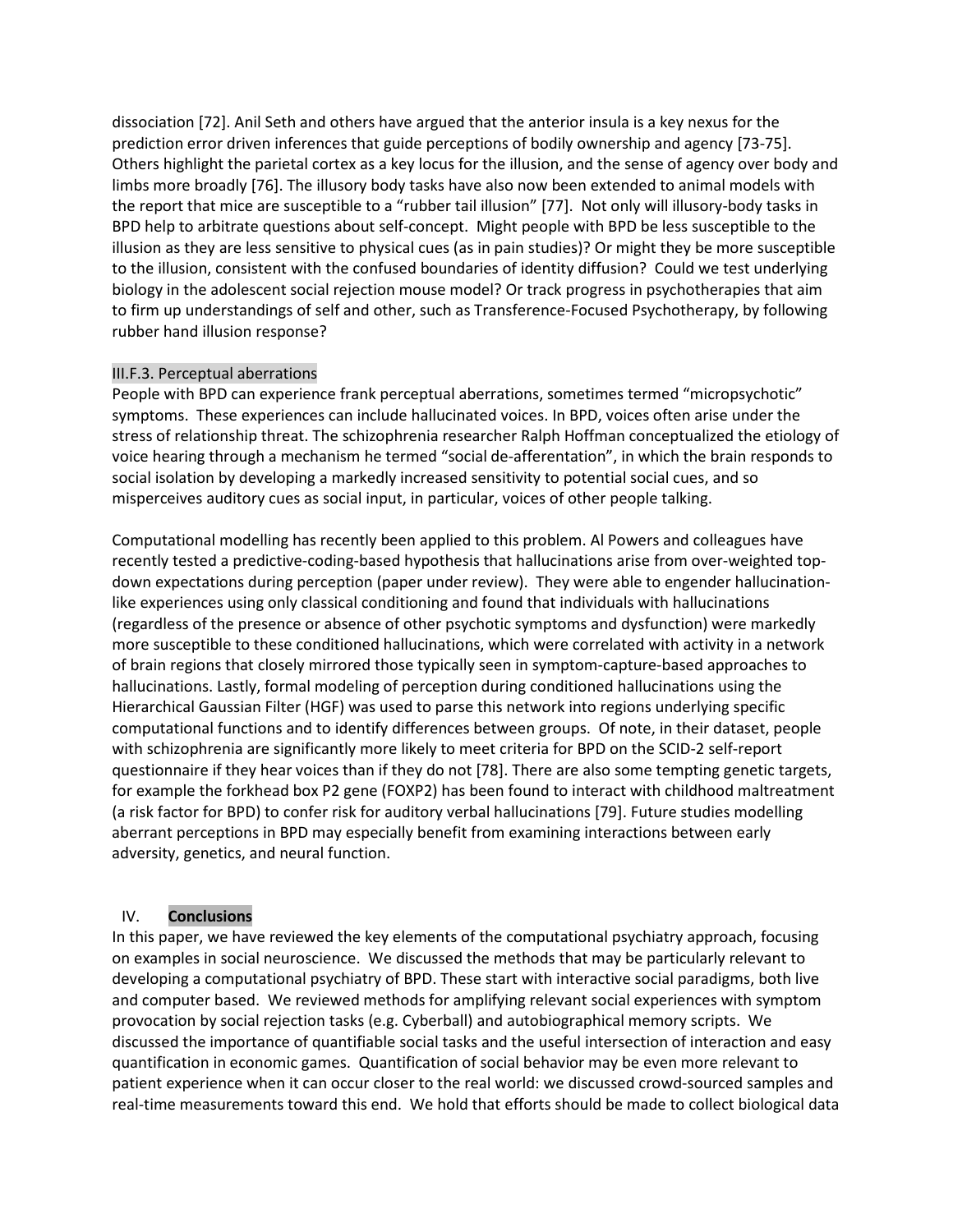dissociation [72]. Anil Seth and others have argued that the anterior insula is a key nexus for the prediction error driven inferences that guide perceptions of bodily ownership and agency [73-75]. Others highlight the parietal cortex as a key locus for the illusion, and the sense of agency over body and limbs more broadly [76]. The illusory body tasks have also now been extended to animal models with the report that mice are susceptible to a "rubber tail illusion" [77]. Not only will illusory-body tasks in BPD help to arbitrate questions about self-concept. Might people with BPD be less susceptible to the illusion as they are less sensitive to physical cues (as in pain studies)? Or might they be more susceptible to the illusion, consistent with the confused boundaries of identity diffusion? Could we test underlying biology in the adolescent social rejection mouse model? Or track progress in psychotherapies that aim to firm up understandings of self and other, such as Transference-Focused Psychotherapy, by following rubber hand illusion response?

### III.F.3. Perceptual aberrations

People with BPD can experience frank perceptual aberrations, sometimes termed "micropsychotic" symptoms. These experiences can include hallucinated voices. In BPD, voices often arise under the stress of relationship threat. The schizophrenia researcher Ralph Hoffman conceptualized the etiology of voice hearing through a mechanism he termed "social de-afferentation", in which the brain responds to social isolation by developing a markedly increased sensitivity to potential social cues, and so misperceives auditory cues as social input, in particular, voices of other people talking.

Computational modelling has recently been applied to this problem. Al Powers and colleagues have recently tested a predictive-coding-based hypothesis that hallucinations arise from over-weighted top-down expectations during perception (paper under review). They were able to engender hallucination-like experiences using only classical conditioning and found that individuals with hallucinations (regardless of the presence or absence of other psychotic symptoms and dysfunction) were markedly more susceptible to these conditioned hallucinations, which were correlated with activity in a network of brain regions that closely mirrored those typically seen in symptom-capture-based approaches to hallucinations. Lastly, formal modeling of perception during conditioned hallucinations using the Hierarchical Gaussian Filter (HGF) was used to parse this network into regions underlying specific computational functions and to identify differences between groups. Of note, in their dataset, people with schizophrenia are significantly more likely to meet criteria for BPD on the SCID-2 self-report questionnaire if they hear voices than if they do not [78]. There are also some tempting genetic targets, for example the forkhead box P2 gene (FOXP2) has been found to interact with childhood maltreatment (a risk factor for BPD) to confer risk for auditory verbal hallucinations [79]. Future studies modelling aberrant perceptions in BPD may especially benefit from examining interactions between early adversity, genetics, and neural function.

## IV. **Conclusions**

In this paper, we have reviewed the key elements of the computational psychiatry approach, focusing on examples in social neuroscience. We discussed the methods that may be particularly relevant to developing a computational psychiatry of BPD. These start with interactive social paradigms, both live and computer based. We reviewed methods for amplifying relevant social experiences with symptom provocation by social rejection tasks (e.g. Cyberball) and autobiographical memory scripts. We discussed the importance of quantifiable social tasks and the useful intersection of interaction and easy quantification in economic games. Quantification of social behavior may be even more relevant to patient experience when it can occur closer to the real world: we discussed crowd-sourced samples and real-time measurements toward this end. We hold that efforts should be made to collect biological data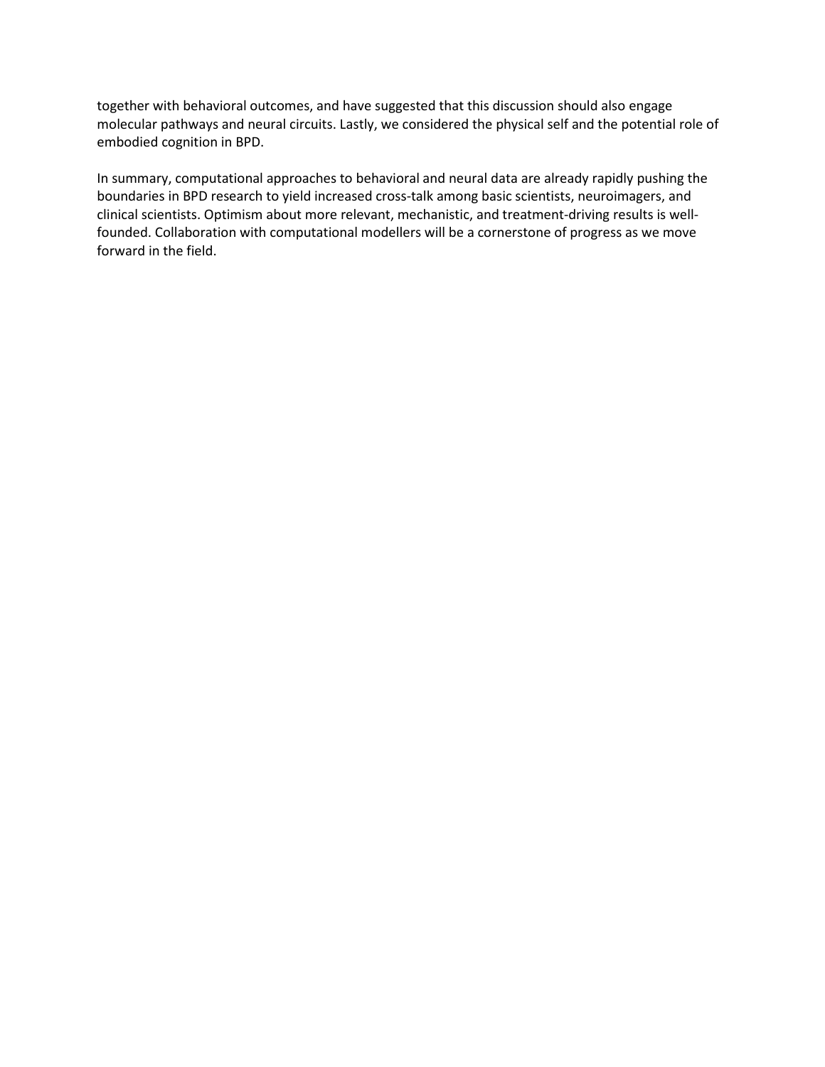together with behavioral outcomes, and have suggested that this discussion should also engage molecular pathways and neural circuits. Lastly, we considered the physical self and the potential role of embodied cognition in BPD.

In summary, computational approaches to behavioral and neural data are already rapidly pushing the boundaries in BPD research to yield increased cross-talk among basic scientists, neuroimagers, and clinical scientists. Optimism about more relevant, mechanistic, and treatment-driving results is well-founded. Collaboration with computational modellers will be a cornerstone of progress as we move forward in the field.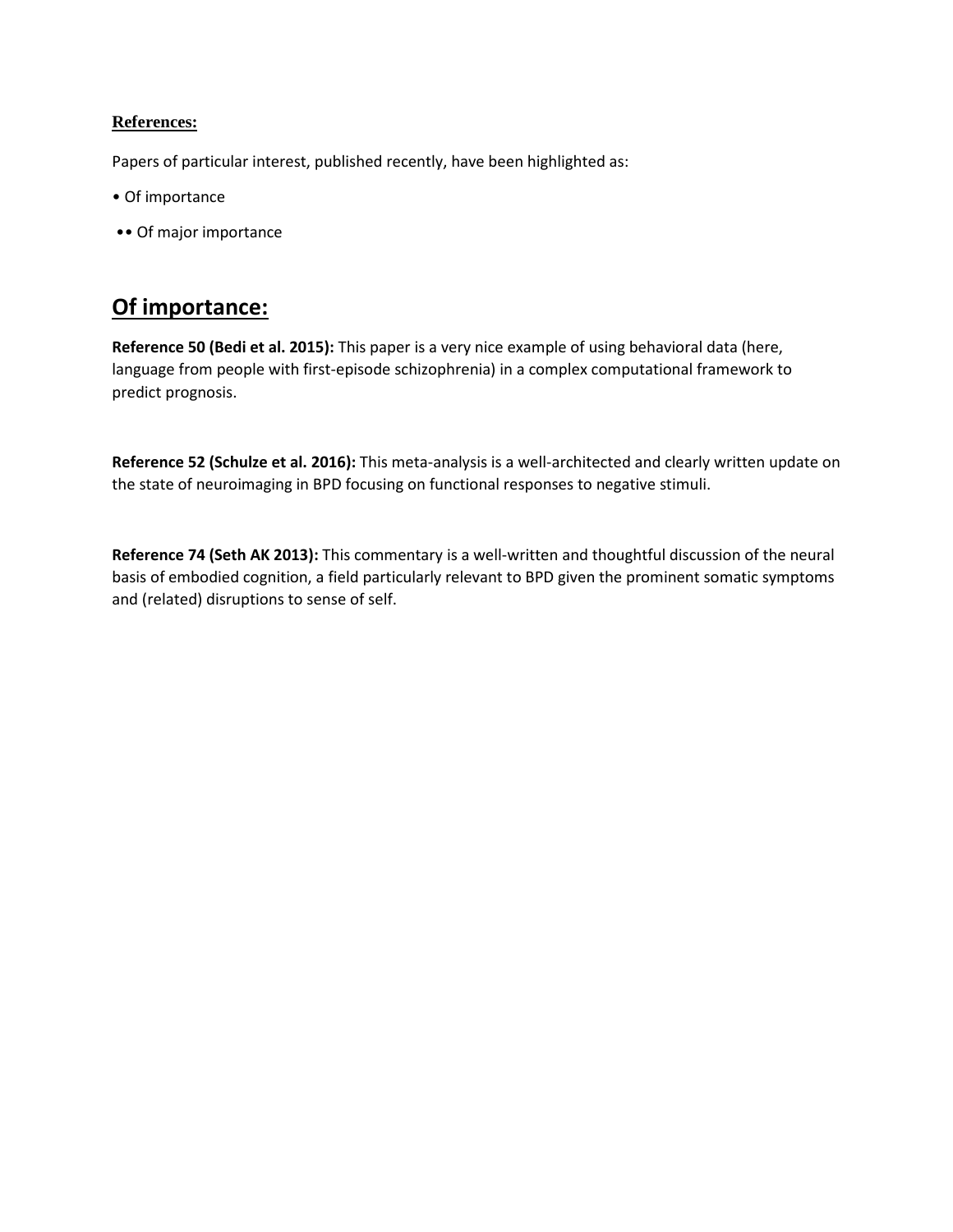**References:**

Papers of particular interest, published recently, have been highlighted as:

• Of importance

•• Of major importance

## Of importance:

**Reference 50 (Bedi et al. 2015):** This paper is a very nice example of using behavioral data (here, language from people with first-episode schizophrenia) in a complex computational framework to predict prognosis.

**Reference 52 (Schulze et al. 2016):** This meta-analysis is a well-architected and clearly written update on the state of neuroimaging in BPD focusing on functional responses to negative stimuli.

**Reference 74 (Seth AK 2013):** This commentary is a well-written and thoughtful discussion of the neural basis of embodied cognition, a field particularly relevant to BPD given the prominent somatic symptoms and (related) disruptions to sense of self.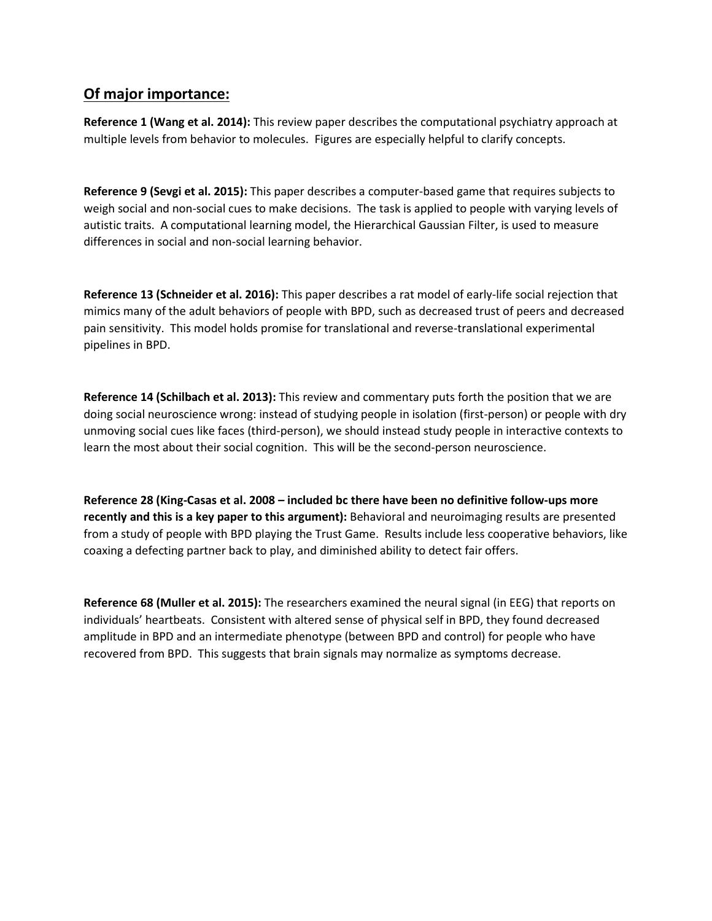## Of major importance:

**Reference 1 (Wang et al. 2014):** This review paper describes the computational psychiatry approach at multiple levels from behavior to molecules. Figures are especially helpful to clarify concepts.

**Reference 9 (Sevgi et al. 2015):** This paper describes a computer-based game that requires subjects to weigh social and non-social cues to make decisions. The task is applied to people with varying levels of autistic traits. A computational learning model, the Hierarchical Gaussian Filter, is used to measure differences in social and non-social learning behavior.

**Reference 13 (Schneider et al. 2016):** This paper describes a rat model of early-life social rejection that mimics many of the adult behaviors of people with BPD, such as decreased trust of peers and decreased pain sensitivity. This model holds promise for translational and reverse-translational experimental pipelines in BPD.

**Reference 14 (Schilbach et al. 2013):** This review and commentary puts forth the position that we are doing social neuroscience wrong: instead of studying people in isolation (first-person) or people with dry unmoving social cues like faces (third-person), we should instead study people in interactive contexts to learn the most about their social cognition. This will be the second-person neuroscience.

**Reference 28 (King-Casas et al. 2008 – included bc there have been no definitive follow-ups more recently and this is a key paper to this argument):** Behavioral and neuroimaging results are presented from a study of people with BPD playing the Trust Game. Results include less cooperative behaviors, like coaxing a defecting partner back to play, and diminished ability to detect fair offers.

**Reference 68 (Muller et al. 2015):** The researchers examined the neural signal (in EEG) that reports on individuals' heartbeats. Consistent with altered sense of physical self in BPD, they found decreased amplitude in BPD and an intermediate phenotype (between BPD and control) for people who have recovered from BPD. This suggests that brain signals may normalize as symptoms decrease.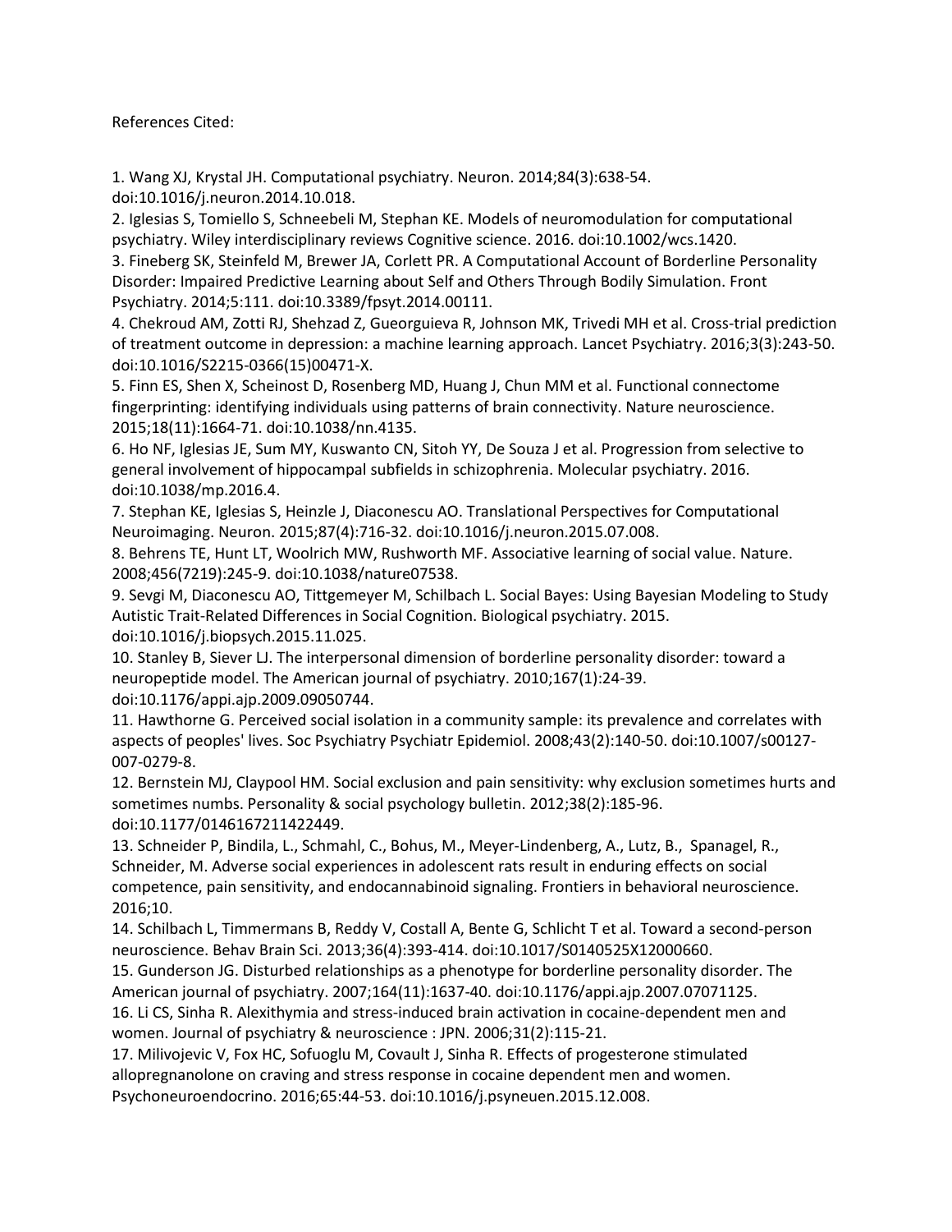References Cited:

1. Wang XJ, Krystal JH. Computational psychiatry. Neuron. 2014;84(3):638-54. doi:10.1016/j.neuron.2014.10.018.
2. Iglesias S, Tomiello S, Schneebeli M, Stephan KE. Models of neuromodulation for computational psychiatry. Wiley interdisciplinary reviews Cognitive science. 2016. doi:10.1002/wcs.1420.
3. Fineberg SK, Steinfeld M, Brewer JA, Corlett PR. A Computational Account of Borderline Personality Disorder: Impaired Predictive Learning about Self and Others Through Bodily Simulation. Front Psychiatry. 2014;5:111. doi:10.3389/fpsyt.2014.00111.
4. Chekroud AM, Zotti RJ, Shehzad Z, Gueorguieva R, Johnson MK, Trivedi MH et al. Cross-trial prediction of treatment outcome in depression: a machine learning approach. Lancet Psychiatry. 2016;3(3):243-50. doi:10.1016/S2215-0366(15)00471-X.
5. Finn ES, Shen X, Scheinost D, Rosenberg MD, Huang J, Chun MM et al. Functional connectome fingerprinting: identifying individuals using patterns of brain connectivity. Nature neuroscience. 2015;18(11):1664-71. doi:10.1038/nn.4135.
6. Ho NF, Iglesias JE, Sum MY, Kuswanto CN, Sitoh YY, De Souza J et al. Progression from selective to general involvement of hippocampal subfields in schizophrenia. Molecular psychiatry. 2016. doi:10.1038/mp.2016.4.
7. Stephan KE, Iglesias S, Heinzle J, Diaconescu AO. Translational Perspectives for Computational Neuroimaging. Neuron. 2015;87(4):716-32. doi:10.1016/j.neuron.2015.07.008.
8. Behrens TE, Hunt LT, Woolrich MW, Rushworth MF. Associative learning of social value. Nature. 2008;456(7219):245-9. doi:10.1038/nature07538.
9. Sevgi M, Diaconescu AO, Tittgemeyer M, Schilbach L. Social Bayes: Using Bayesian Modeling to Study Autistic Trait-Related Differences in Social Cognition. Biological psychiatry. 2015. doi:10.1016/j.biopsych.2015.11.025.
10. Stanley B, Siever LJ. The interpersonal dimension of borderline personality disorder: toward a neuropeptide model. The American journal of psychiatry. 2010;167(1):24-39. doi:10.1176/appi.ajp.2009.09050744.
11. Hawthorne G. Perceived social isolation in a community sample: its prevalence and correlates with aspects of peoples' lives. Soc Psychiatry Psychiatr Epidemiol. 2008;43(2):140-50. doi:10.1007/s00127-007-0279-8.
12. Bernstein MJ, Claypool HM. Social exclusion and pain sensitivity: why exclusion sometimes hurts and sometimes numbs. Personality & social psychology bulletin. 2012;38(2):185-96. doi:10.1177/0146167211422449.
13. Schneider P, Bindila, L., Schmahl, C., Bohus, M., Meyer-Lindenberg, A., Lutz, B., Spanagel, R., Schneider, M. Adverse social experiences in adolescent rats result in enduring effects on social competence, pain sensitivity, and endocannabinoid signaling. Frontiers in behavioral neuroscience. 2016;10.
14. Schilbach L, Timmermans B, Reddy V, Costall A, Bente G, Schlicht T et al. Toward a second-person neuroscience. Behav Brain Sci. 2013;36(4):393-414. doi:10.1017/S0140525X12000660.
15. Gunderson JG. Disturbed relationships as a phenotype for borderline personality disorder. The American journal of psychiatry. 2007;164(11):1637-40. doi:10.1176/appi.ajp.2007.07071125.
16. Li CS, Sinha R. Alexithymia and stress-induced brain activation in cocaine-dependent men and women. Journal of psychiatry & neuroscience : JPN. 2006;31(2):115-21.
17. Milivojevic V, Fox HC, Sofuoglu M, Covault J, Sinha R. Effects of progesterone stimulated allopregnanolone on craving and stress response in cocaine dependent men and women. Psychoneuroendocrino. 2016;65:44-53. doi:10.1016/j.psyneuen.2015.12.008.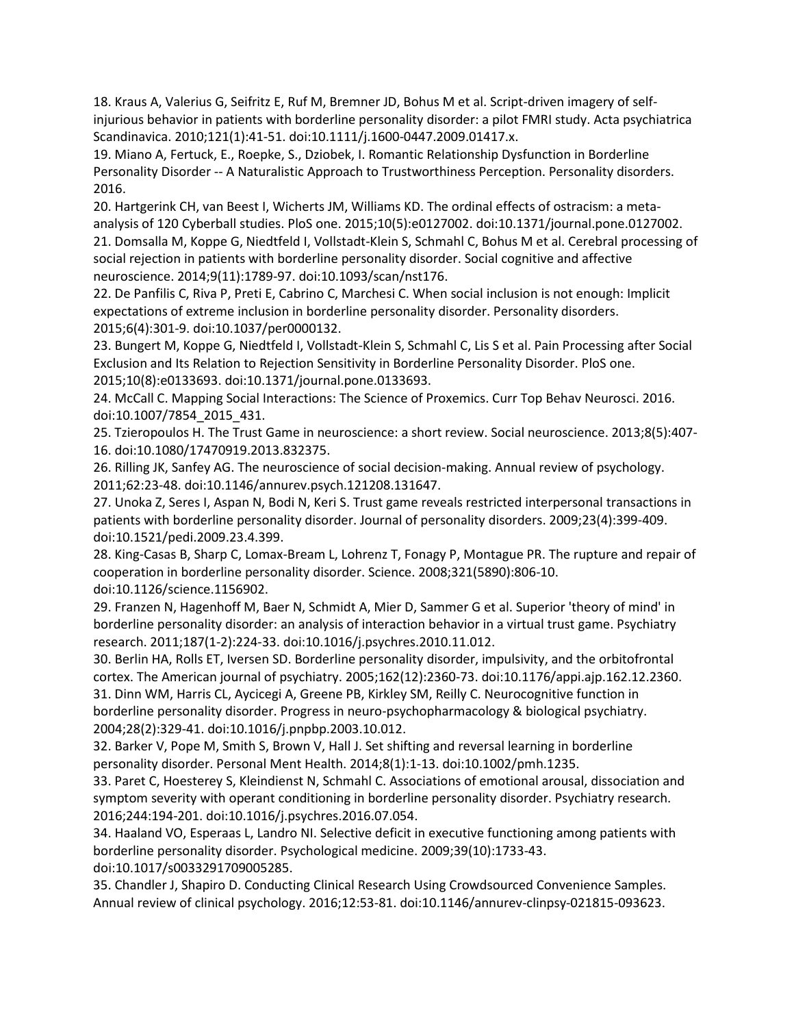18. Kraus A, Valerius G, Seifritz E, Ruf M, Bremner JD, Bohus M et al. Script-driven imagery of self-injurious behavior in patients with borderline personality disorder: a pilot FMRI study. Acta psychiatrica Scandinavica. 2010;121(1):41-51. doi:10.1111/j.1600-0447.2009.01417.x.

19. Miano A, Fertuck, E., Roepke, S., Dziobek, I. Romantic Relationship Dysfunction in Borderline Personality Disorder -- A Naturalistic Approach to Trustworthiness Perception. Personality disorders. 2016.

20. Hartgerink CH, van Beest I, Wicherts JM, Williams KD. The ordinal effects of ostracism: a meta-analysis of 120 Cyberball studies. PloS one. 2015;10(5):e0127002. doi:10.1371/journal.pone.0127002.

21. Domsalla M, Koppe G, Niedtfeld I, Vollstadt-Klein S, Schmahl C, Bohus M et al. Cerebral processing of social rejection in patients with borderline personality disorder. Social cognitive and affective neuroscience. 2014;9(11):1789-97. doi:10.1093/scan/nst176.

22. De Panfilis C, Riva P, Preti E, Cabrino C, Marchesi C. When social inclusion is not enough: Implicit expectations of extreme inclusion in borderline personality disorder. Personality disorders. 2015;6(4):301-9. doi:10.1037/per0000132.

23. Bungert M, Koppe G, Niedtfeld I, Vollstadt-Klein S, Schmahl C, Lis S et al. Pain Processing after Social Exclusion and Its Relation to Rejection Sensitivity in Borderline Personality Disorder. PloS one. 2015;10(8):e0133693. doi:10.1371/journal.pone.0133693.

24. McCall C. Mapping Social Interactions: The Science of Proxemics. Curr Top Behav Neurosci. 2016. doi:10.1007/7854_2015_431.

25. Tzieropoulos H. The Trust Game in neuroscience: a short review. Social neuroscience. 2013;8(5):407-16. doi:10.1080/17470919.2013.832375.

26. Rilling JK, Sanfey AG. The neuroscience of social decision-making. Annual review of psychology. 2011;62:23-48. doi:10.1146/annurev.psych.121208.131647.

27. Unoka Z, Seres I, Aspan N, Bodi N, Keri S. Trust game reveals restricted interpersonal transactions in patients with borderline personality disorder. Journal of personality disorders. 2009;23(4):399-409. doi:10.1521/pedi.2009.23.4.399.

28. King-Casas B, Sharp C, Lomax-Bream L, Lohrenz T, Fonagy P, Montague PR. The rupture and repair of cooperation in borderline personality disorder. Science. 2008;321(5890):806-10. doi:10.1126/science.1156902.

29. Franzen N, Hagenhoff M, Baer N, Schmidt A, Mier D, Sammer G et al. Superior 'theory of mind' in borderline personality disorder: an analysis of interaction behavior in a virtual trust game. Psychiatry research. 2011;187(1-2):224-33. doi:10.1016/j.psychres.2010.11.012.

30. Berlin HA, Rolls ET, Iversen SD. Borderline personality disorder, impulsivity, and the orbitofrontal cortex. The American journal of psychiatry. 2005;162(12):2360-73. doi:10.1176/appi.ajp.162.12.2360.

31. Dinn WM, Harris CL, Aycicegi A, Greene PB, Kirkley SM, Reilly C. Neurocognitive function in borderline personality disorder. Progress in neuro-psychopharmacology & biological psychiatry. 2004;28(2):329-41. doi:10.1016/j.pnpbp.2003.10.012.

32. Barker V, Pope M, Smith S, Brown V, Hall J. Set shifting and reversal learning in borderline personality disorder. Personal Ment Health. 2014;8(1):1-13. doi:10.1002/pmh.1235.

33. Paret C, Hoesterey S, Kleindienst N, Schmahl C. Associations of emotional arousal, dissociation and symptom severity with operant conditioning in borderline personality disorder. Psychiatry research. 2016;244:194-201. doi:10.1016/j.psychres.2016.07.054.

34. Haaland VO, Esperaas L, Landro NI. Selective deficit in executive functioning among patients with borderline personality disorder. Psychological medicine. 2009;39(10):1733-43. doi:10.1017/s0033291709005285.

35. Chandler J, Shapiro D. Conducting Clinical Research Using Crowdsourced Convenience Samples. Annual review of clinical psychology. 2016;12:53-81. doi:10.1146/annurev-clinpsy-021815-093623.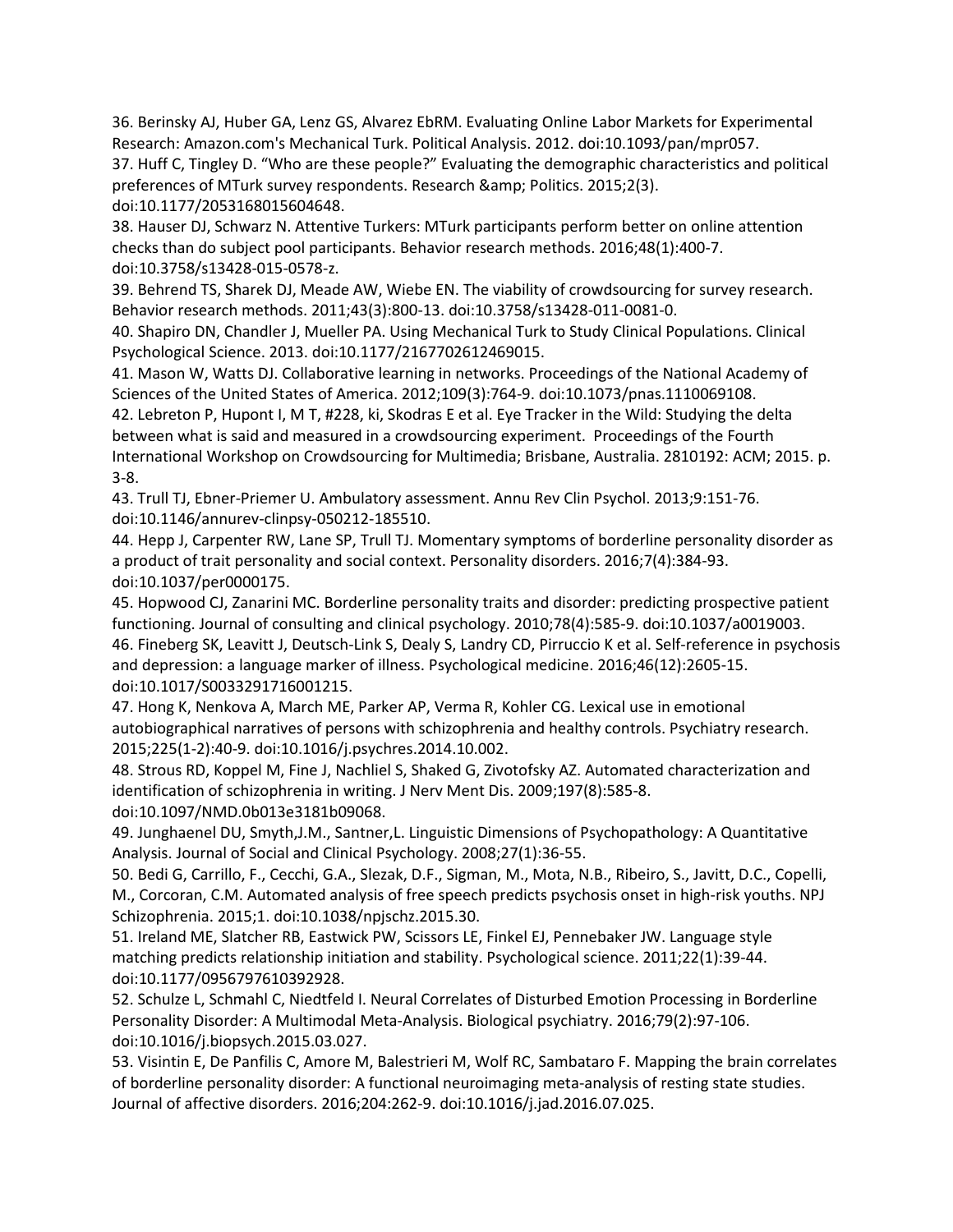36. Berinsky AJ, Huber GA, Lenz GS, Alvarez EbRM. Evaluating Online Labor Markets for Experimental Research: Amazon.com's Mechanical Turk. Political Analysis. 2012. doi:10.1093/pan/mpr057.

37. Huff C, Tingley D. "Who are these people?" Evaluating the demographic characteristics and political preferences of MTurk survey respondents. Research &amp; Politics. 2015;2(3). doi:10.1177/2053168015604648.

38. Hauser DJ, Schwarz N. Attentive Turkers: MTurk participants perform better on online attention checks than do subject pool participants. Behavior research methods. 2016;48(1):400-7. doi:10.3758/s13428-015-0578-z.

39. Behrend TS, Sharek DJ, Meade AW, Wiebe EN. The viability of crowdsourcing for survey research. Behavior research methods. 2011;43(3):800-13. doi:10.3758/s13428-011-0081-0.

40. Shapiro DN, Chandler J, Mueller PA. Using Mechanical Turk to Study Clinical Populations. Clinical Psychological Science. 2013. doi:10.1177/2167702612469015.

41. Mason W, Watts DJ. Collaborative learning in networks. Proceedings of the National Academy of Sciences of the United States of America. 2012;109(3):764-9. doi:10.1073/pnas.1110069108.

42. Lebreton P, Hupont I, M T, #228, ki, Skodras E et al. Eye Tracker in the Wild: Studying the delta between what is said and measured in a crowdsourcing experiment. Proceedings of the Fourth International Workshop on Crowdsourcing for Multimedia; Brisbane, Australia. 2810192: ACM; 2015. p. 3-8.

43. Trull TJ, Ebner-Priemer U. Ambulatory assessment. Annu Rev Clin Psychol. 2013;9:151-76. doi:10.1146/annurev-clinpsy-050212-185510.

44. Hepp J, Carpenter RW, Lane SP, Trull TJ. Momentary symptoms of borderline personality disorder as a product of trait personality and social context. Personality disorders. 2016;7(4):384-93. doi:10.1037/per0000175.

45. Hopwood CJ, Zanarini MC. Borderline personality traits and disorder: predicting prospective patient functioning. Journal of consulting and clinical psychology. 2010;78(4):585-9. doi:10.1037/a0019003.

46. Fineberg SK, Leavitt J, Deutsch-Link S, Dealy S, Landry CD, Pirruccio K et al. Self-reference in psychosis and depression: a language marker of illness. Psychological medicine. 2016;46(12):2605-15. doi:10.1017/S0033291716001215.

47. Hong K, Nenkova A, March ME, Parker AP, Verma R, Kohler CG. Lexical use in emotional autobiographical narratives of persons with schizophrenia and healthy controls. Psychiatry research. 2015;225(1-2):40-9. doi:10.1016/j.psychres.2014.10.002.

48. Strous RD, Koppel M, Fine J, Nachliel S, Shaked G, Zivotofsky AZ. Automated characterization and identification of schizophrenia in writing. J Nerv Ment Dis. 2009;197(8):585-8. doi:10.1097/NMD.0b013e3181b09068.

49. Junghaenel DU, Smyth,J.M., Santner,L. Linguistic Dimensions of Psychopathology: A Quantitative Analysis. Journal of Social and Clinical Psychology. 2008;27(1):36-55.

50. Bedi G, Carrillo, F., Cecchi, G.A., Slezak, D.F., Sigman, M., Mota, N.B., Ribeiro, S., Javitt, D.C., Copelli, M., Corcoran, C.M. Automated analysis of free speech predicts psychosis onset in high-risk youths. NPJ Schizophrenia. 2015;1. doi:10.1038/npjschz.2015.30.

51. Ireland ME, Slatcher RB, Eastwick PW, Scissors LE, Finkel EJ, Pennebaker JW. Language style matching predicts relationship initiation and stability. Psychological science. 2011;22(1):39-44. doi:10.1177/0956797610392928.

52. Schulze L, Schmahl C, Niedtfeld I. Neural Correlates of Disturbed Emotion Processing in Borderline Personality Disorder: A Multimodal Meta-Analysis. Biological psychiatry. 2016;79(2):97-106. doi:10.1016/j.biopsych.2015.03.027.

53. Visintin E, De Panfilis C, Amore M, Balestrieri M, Wolf RC, Sambataro F. Mapping the brain correlates of borderline personality disorder: A functional neuroimaging meta-analysis of resting state studies. Journal of affective disorders. 2016;204:262-9. doi:10.1016/j.jad.2016.07.025.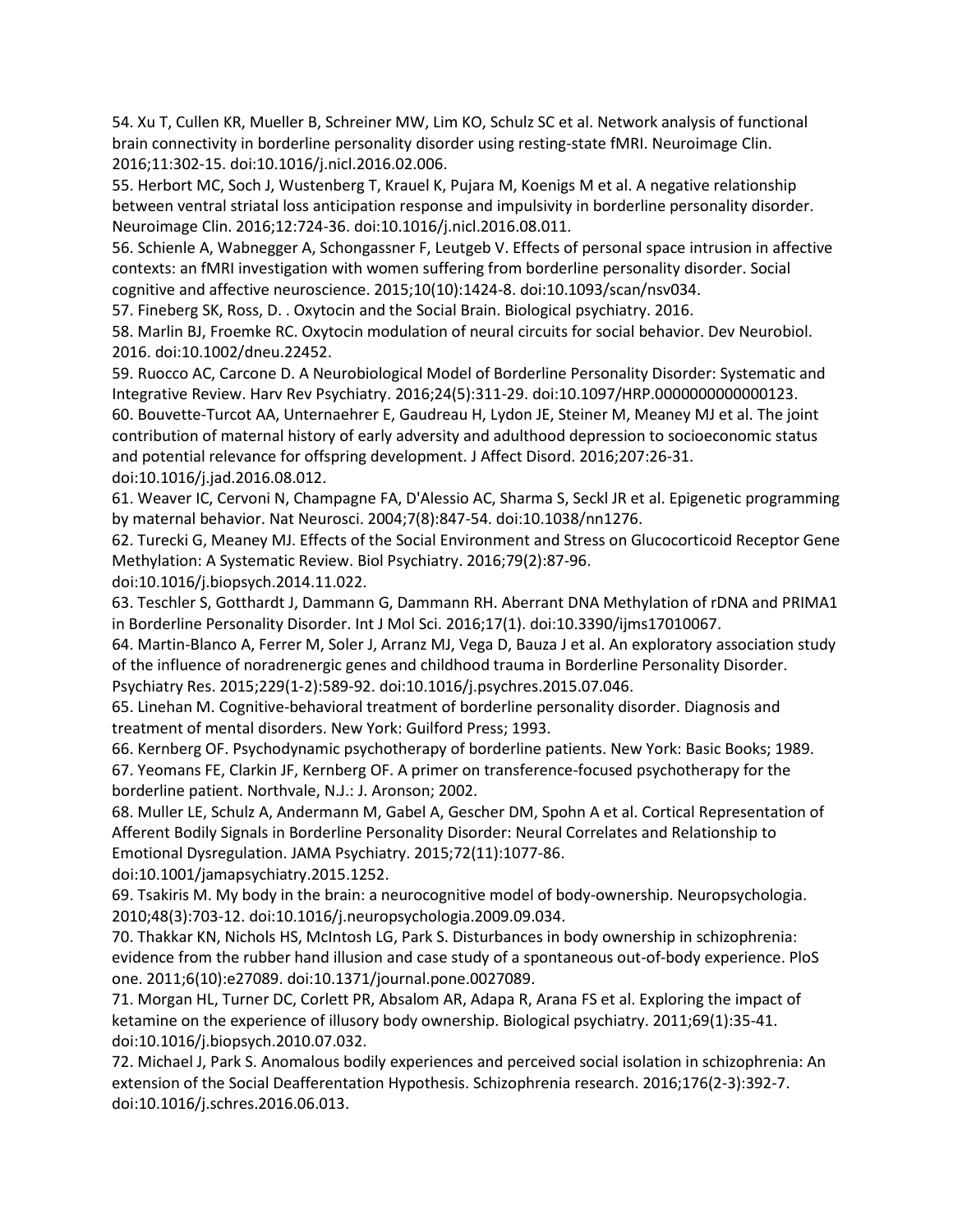54. Xu T, Cullen KR, Mueller B, Schreiner MW, Lim KO, Schulz SC et al. Network analysis of functional brain connectivity in borderline personality disorder using resting-state fMRI. Neuroimage Clin. 2016;11:302-15. doi:10.1016/j.nicl.2016.02.006.

55. Herbort MC, Soch J, Wustenberg T, Krauel K, Pujara M, Koenigs M et al. A negative relationship between ventral striatal loss anticipation response and impulsivity in borderline personality disorder. Neuroimage Clin. 2016;12:724-36. doi:10.1016/j.nicl.2016.08.011.

56. Schienle A, Wabnegger A, Schongassner F, Leutgeb V. Effects of personal space intrusion in affective contexts: an fMRI investigation with women suffering from borderline personality disorder. Social cognitive and affective neuroscience. 2015;10(10):1424-8. doi:10.1093/scan/nsv034.

57. Fineberg SK, Ross, D. . Oxytocin and the Social Brain. Biological psychiatry. 2016.

58. Marlin BJ, Froemke RC. Oxytocin modulation of neural circuits for social behavior. Dev Neurobiol. 2016. doi:10.1002/dneu.22452.

59. Ruocco AC, Carcone D. A Neurobiological Model of Borderline Personality Disorder: Systematic and Integrative Review. Harv Rev Psychiatry. 2016;24(5):311-29. doi:10.1097/HRP.0000000000000123.

60. Bouvette-Turcot AA, Unternaehrer E, Gaudreau H, Lydon JE, Steiner M, Meaney MJ et al. The joint contribution of maternal history of early adversity and adulthood depression to socioeconomic status and potential relevance for offspring development. J Affect Disord. 2016;207:26-31. doi:10.1016/j.jad.2016.08.012.

61. Weaver IC, Cervoni N, Champagne FA, D'Alessio AC, Sharma S, Seckl JR et al. Epigenetic programming by maternal behavior. Nat Neurosci. 2004;7(8):847-54. doi:10.1038/nn1276.

62. Turecki G, Meaney MJ. Effects of the Social Environment and Stress on Glucocorticoid Receptor Gene Methylation: A Systematic Review. Biol Psychiatry. 2016;79(2):87-96. doi:10.1016/j.biopsych.2014.11.022.

63. Teschler S, Gotthardt J, Dammann G, Dammann RH. Aberrant DNA Methylation of rDNA and PRIMA1 in Borderline Personality Disorder. Int J Mol Sci. 2016;17(1). doi:10.3390/ijms17010067.

64. Martin-Blanco A, Ferrer M, Soler J, Arranz MJ, Vega D, Bauza J et al. An exploratory association study of the influence of noradrenergic genes and childhood trauma in Borderline Personality Disorder. Psychiatry Res. 2015;229(1-2):589-92. doi:10.1016/j.psychres.2015.07.046.

65. Linehan M. Cognitive-behavioral treatment of borderline personality disorder. Diagnosis and treatment of mental disorders. New York: Guilford Press; 1993.

66. Kernberg OF. Psychodynamic psychotherapy of borderline patients. New York: Basic Books; 1989.

67. Yeomans FE, Clarkin JF, Kernberg OF. A primer on transference-focused psychotherapy for the borderline patient. Northvale, N.J.: J. Aronson; 2002.

68. Muller LE, Schulz A, Andermann M, Gabel A, Gescher DM, Spohn A et al. Cortical Representation of Afferent Bodily Signals in Borderline Personality Disorder: Neural Correlates and Relationship to Emotional Dysregulation. JAMA Psychiatry. 2015;72(11):1077-86. doi:10.1001/jamapsychiatry.2015.1252.

69. Tsakiris M. My body in the brain: a neurocognitive model of body-ownership. Neuropsychologia. 2010;48(3):703-12. doi:10.1016/j.neuropsychologia.2009.09.034.

70. Thakkar KN, Nichols HS, McIntosh LG, Park S. Disturbances in body ownership in schizophrenia: evidence from the rubber hand illusion and case study of a spontaneous out-of-body experience. PloS one. 2011;6(10):e27089. doi:10.1371/journal.pone.0027089.

71. Morgan HL, Turner DC, Corlett PR, Absalom AR, Adapa R, Arana FS et al. Exploring the impact of ketamine on the experience of illusory body ownership. Biological psychiatry. 2011;69(1):35-41. doi:10.1016/j.biopsych.2010.07.032.

72. Michael J, Park S. Anomalous bodily experiences and perceived social isolation in schizophrenia: An extension of the Social Deafferentation Hypothesis. Schizophrenia research. 2016;176(2-3):392-7. doi:10.1016/j.schres.2016.06.013.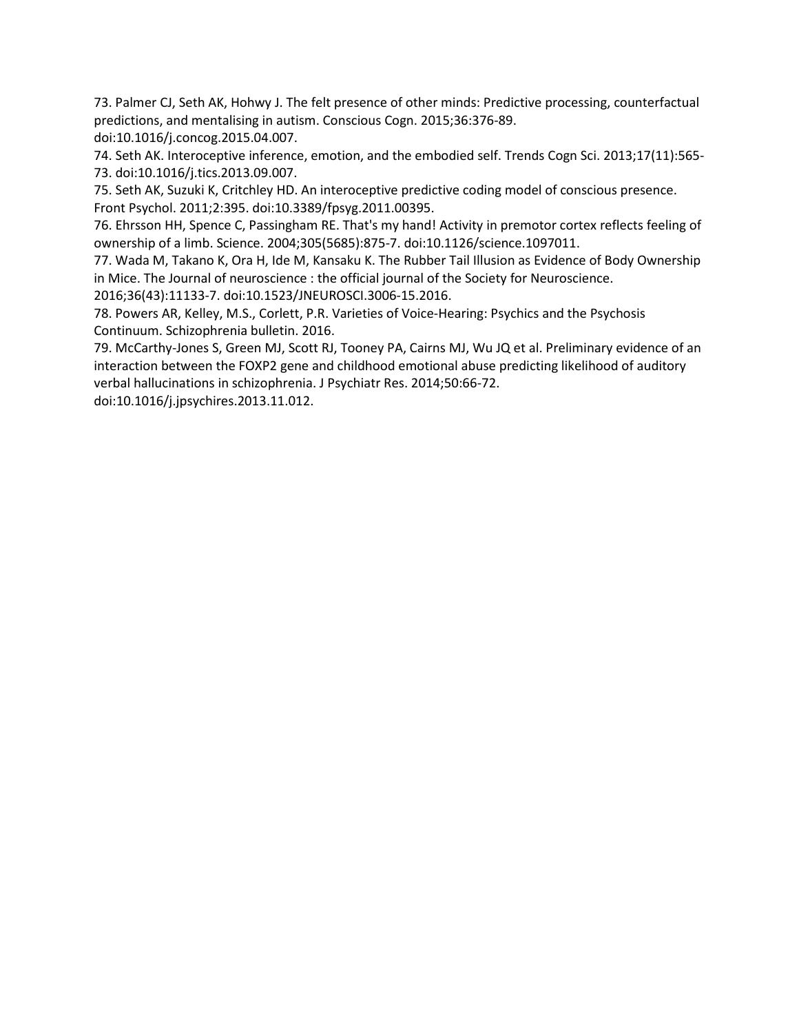73. Palmer CJ, Seth AK, Hohwy J. The felt presence of other minds: Predictive processing, counterfactual predictions, and mentalising in autism. Conscious Cogn. 2015;36:376-89. doi:10.1016/j.concog.2015.04.007.

74. Seth AK. Interoceptive inference, emotion, and the embodied self. Trends Cogn Sci. 2013;17(11):565-73. doi:10.1016/j.tics.2013.09.007.

75. Seth AK, Suzuki K, Critchley HD. An interoceptive predictive coding model of conscious presence. Front Psychol. 2011;2:395. doi:10.3389/fpsyg.2011.00395.

76. Ehrsson HH, Spence C, Passingham RE. That's my hand! Activity in premotor cortex reflects feeling of ownership of a limb. Science. 2004;305(5685):875-7. doi:10.1126/science.1097011.

77. Wada M, Takano K, Ora H, Ide M, Kansaku K. The Rubber Tail Illusion as Evidence of Body Ownership in Mice. The Journal of neuroscience : the official journal of the Society for Neuroscience. 2016;36(43):11133-7. doi:10.1523/JNEUROSCI.3006-15.2016.

78. Powers AR, Kelley, M.S., Corlett, P.R. Varieties of Voice-Hearing: Psychics and the Psychosis Continuum. Schizophrenia bulletin. 2016.

79. McCarthy-Jones S, Green MJ, Scott RJ, Tooney PA, Cairns MJ, Wu JQ et al. Preliminary evidence of an interaction between the FOXP2 gene and childhood emotional abuse predicting likelihood of auditory verbal hallucinations in schizophrenia. J Psychiatr Res. 2014;50:66-72. doi:10.1016/j.jpsychires.2013.11.012.